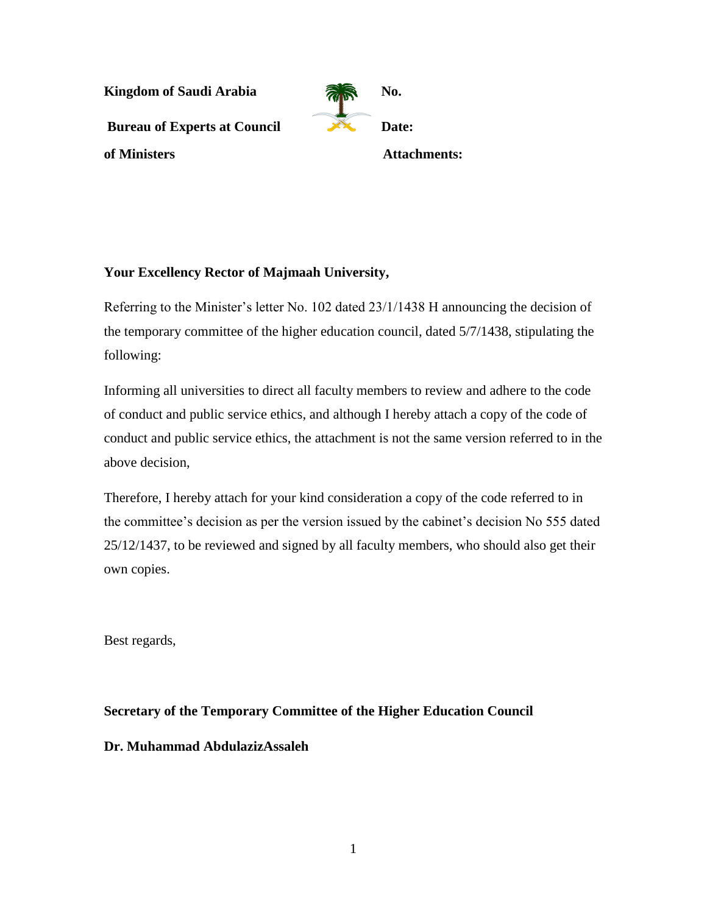**Kingdom of Saudi Arabia** **No.**

**Bureau of Experts at Council of Ministers** **Date:**

**Attachments:**

**Your Excellency Rector of Majmaah University,**

Referring to the Minister's letter No. 102 dated 23/1/1438 H announcing the decision of the temporary committee of the higher education council, dated 5/7/1438, stipulating the following:

Informing all universities to direct all faculty members to review and adhere to the code of conduct and public service ethics, and although I hereby attach a copy of the code of conduct and public service ethics, the attachment is not the same version referred to in the above decision,

Therefore, I hereby attach for your kind consideration a copy of the code referred to in the committee's decision as per the version issued by the cabinet's decision No 555 dated 25/12/1437, to be reviewed and signed by all faculty members, who should also get their own copies.

Best regards,

**Secretary of the Temporary Committee of the Higher Education Council**

**Dr. Muhammad AbdulazizAssaleh**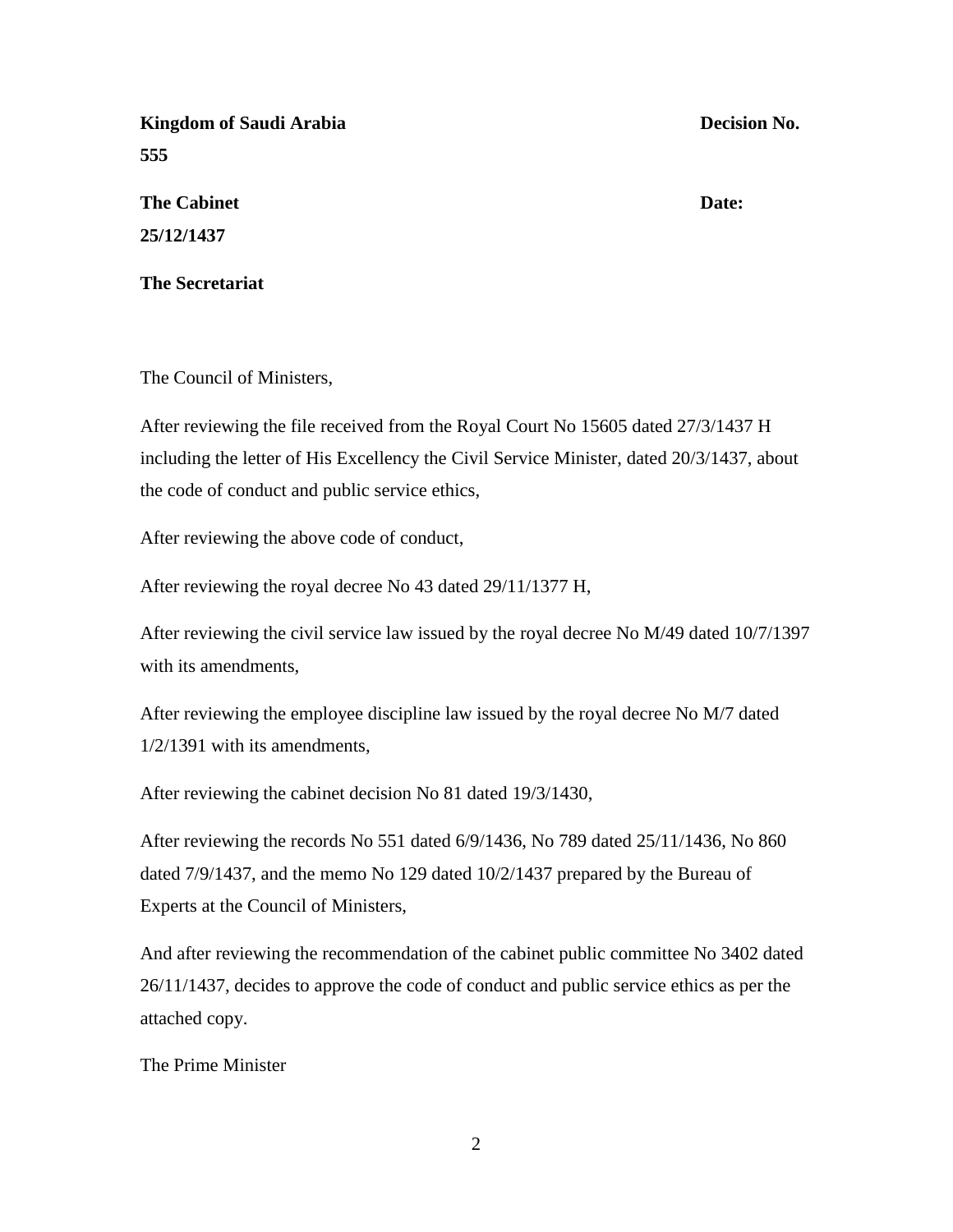**Kingdom of Saudi Arabia** **Decision No. 555**

**The Cabinet** **Date: 25/12/1437**

**The Secretariat**

The Council of Ministers,

After reviewing the file received from the Royal Court No 15605 dated 27/3/1437 H including the letter of His Excellency the Civil Service Minister, dated 20/3/1437, about the code of conduct and public service ethics,

After reviewing the above code of conduct,

After reviewing the royal decree No 43 dated 29/11/1377 H,

After reviewing the civil service law issued by the royal decree No M/49 dated 10/7/1397 with its amendments,

After reviewing the employee discipline law issued by the royal decree No M/7 dated 1/2/1391 with its amendments,

After reviewing the cabinet decision No 81 dated 19/3/1430,

After reviewing the records No 551 dated 6/9/1436, No 789 dated 25/11/1436, No 860 dated 7/9/1437, and the memo No 129 dated 10/2/1437 prepared by the Bureau of Experts at the Council of Ministers,

And after reviewing the recommendation of the cabinet public committee No 3402 dated 26/11/1437, decides to approve the code of conduct and public service ethics as per the attached copy.

The Prime Minister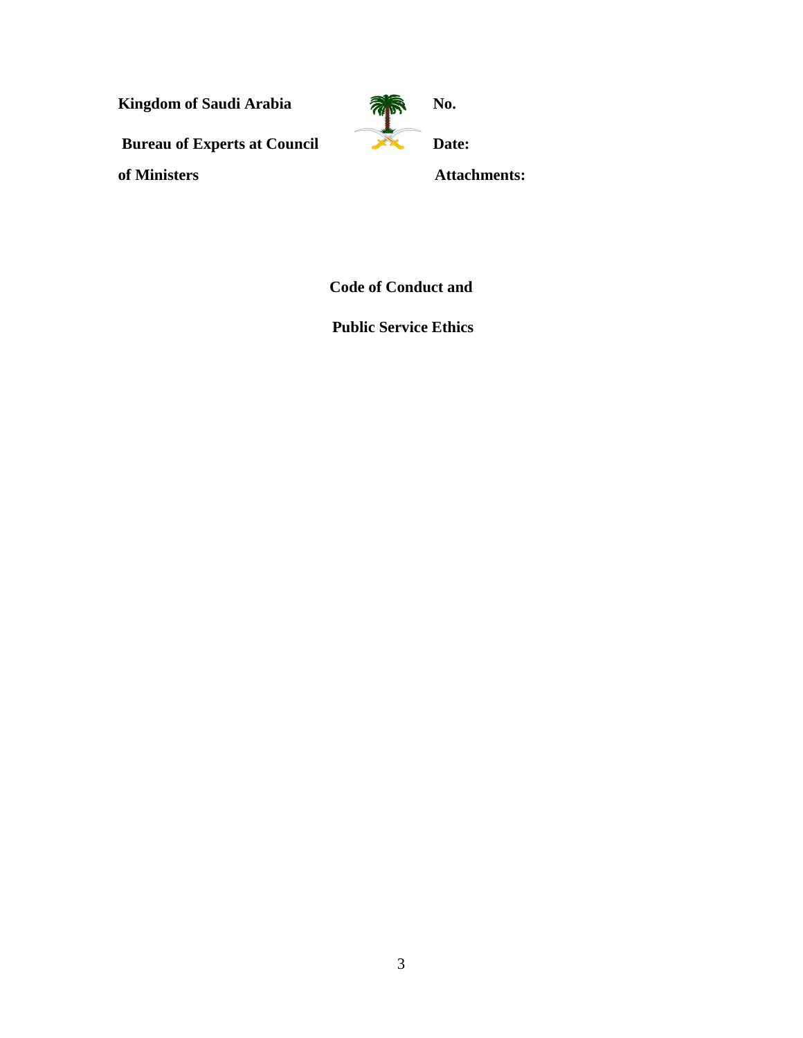**Kingdom of Saudi Arabia** **No.**

**Bureau of Experts at Council of Ministers** **Date:**

**Attachments:**

# Code of Conduct and Public Service Ethics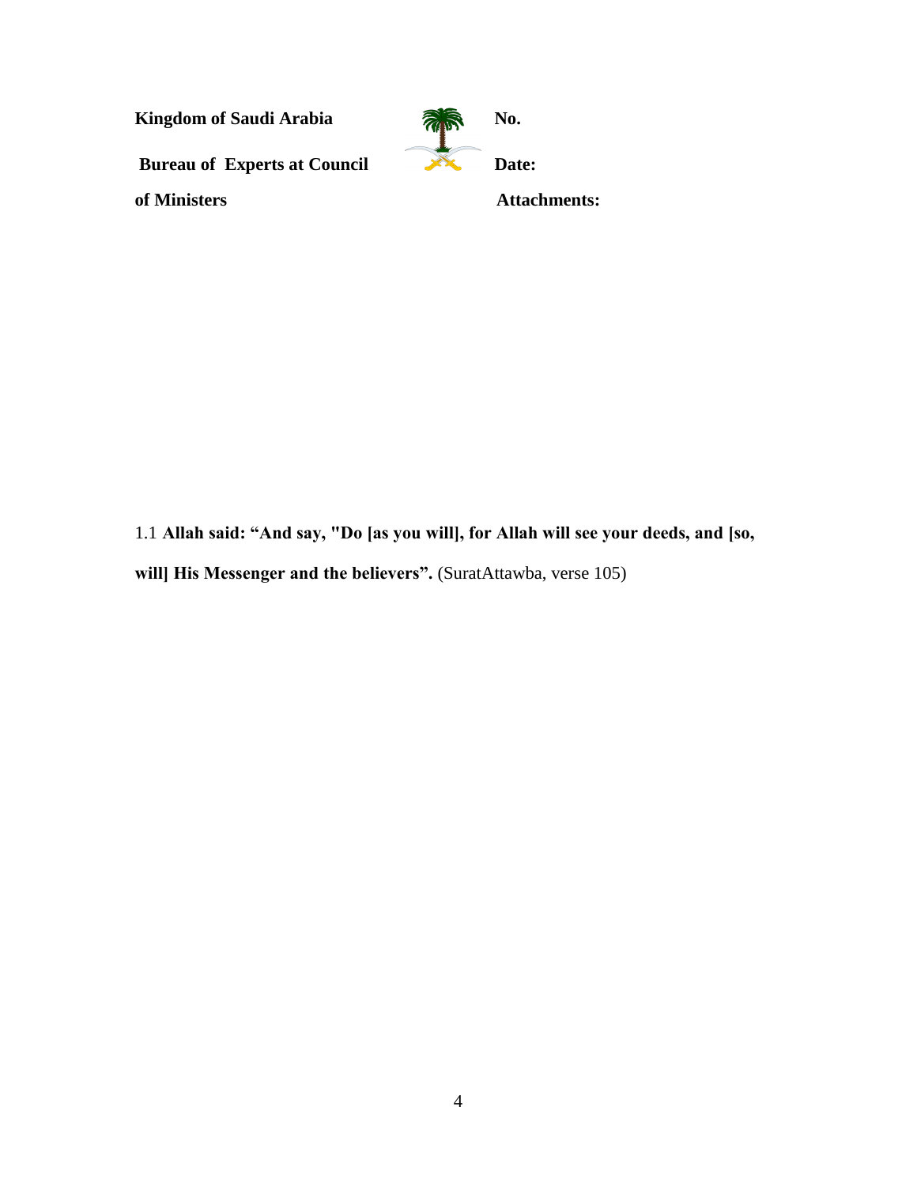1.1 **Allah said: “And say, "Do [as you will], for Allah will see your deeds, and [so, will] His Messenger and the believers”.** (SuratAttawba, verse 105)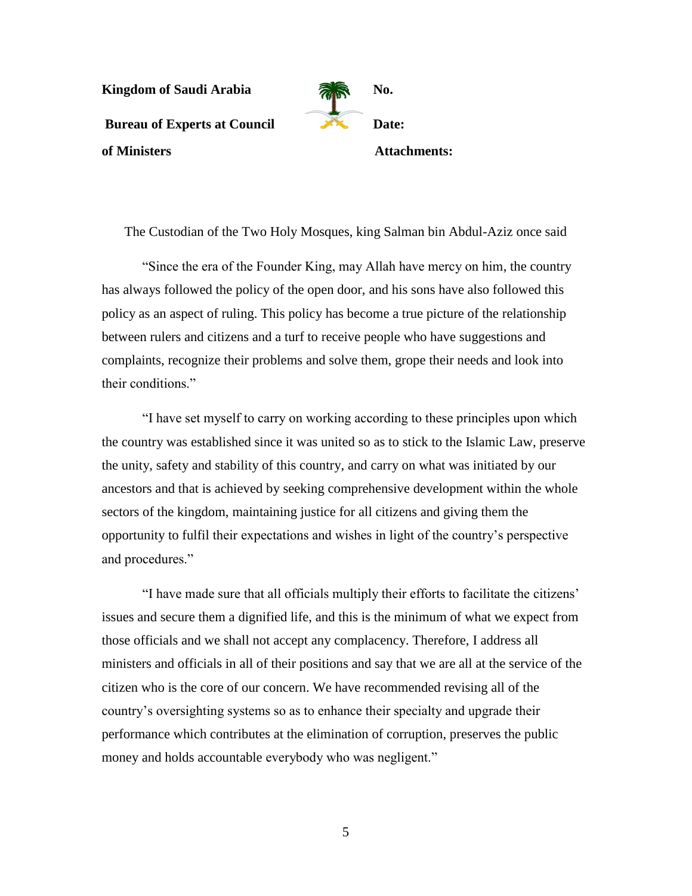**Kingdom of Saudi Arabia** **No.**

**Bureau of Experts at Council of Ministers** **Date:**

**Attachments:**

The Custodian of the Two Holy Mosques, king Salman bin Abdul-Aziz once said

"Since the era of the Founder King, may Allah have mercy on him, the country has always followed the policy of the open door, and his sons have also followed this policy as an aspect of ruling. This policy has become a true picture of the relationship between rulers and citizens and a turf to receive people who have suggestions and complaints, recognize their problems and solve them, grope their needs and look into their conditions."

"I have set myself to carry on working according to these principles upon which the country was established since it was united so as to stick to the Islamic Law, preserve the unity, safety and stability of this country, and carry on what was initiated by our ancestors and that is achieved by seeking comprehensive development within the whole sectors of the kingdom, maintaining justice for all citizens and giving them the opportunity to fulfil their expectations and wishes in light of the country's perspective and procedures."

"I have made sure that all officials multiply their efforts to facilitate the citizens' issues and secure them a dignified life, and this is the minimum of what we expect from those officials and we shall not accept any complacency. Therefore, I address all ministers and officials in all of their positions and say that we are all at the service of the citizen who is the core of our concern. We have recommended revising all of the country's oversighting systems so as to enhance their specialty and upgrade their performance which contributes at the elimination of corruption, preserves the public money and holds accountable everybody who was negligent."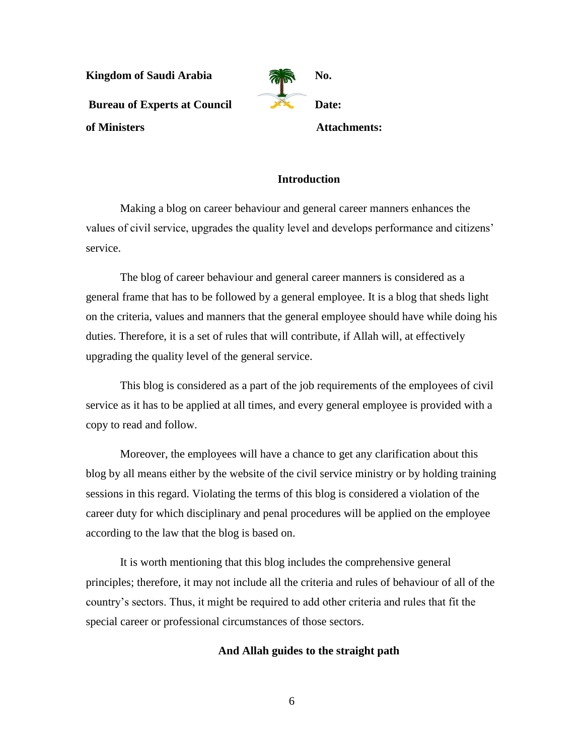**Kingdom of Saudi Arabia** **No.**

**Bureau of Experts at Council of Ministers** **Date:**

**Attachments:**

## Introduction

Making a blog on career behaviour and general career manners enhances the values of civil service, upgrades the quality level and develops performance and citizens' service.

The blog of career behaviour and general career manners is considered as a general frame that has to be followed by a general employee. It is a blog that sheds light on the criteria, values and manners that the general employee should have while doing his duties. Therefore, it is a set of rules that will contribute, if Allah will, at effectively upgrading the quality level of the general service.

This blog is considered as a part of the job requirements of the employees of civil service as it has to be applied at all times, and every general employee is provided with a copy to read and follow.

Moreover, the employees will have a chance to get any clarification about this blog by all means either by the website of the civil service ministry or by holding training sessions in this regard. Violating the terms of this blog is considered a violation of the career duty for which disciplinary and penal procedures will be applied on the employee according to the law that the blog is based on.

It is worth mentioning that this blog includes the comprehensive general principles; therefore, it may not include all the criteria and rules of behaviour of all of the country's sectors. Thus, it might be required to add other criteria and rules that fit the special career or professional circumstances of those sectors.

**And Allah guides to the straight path**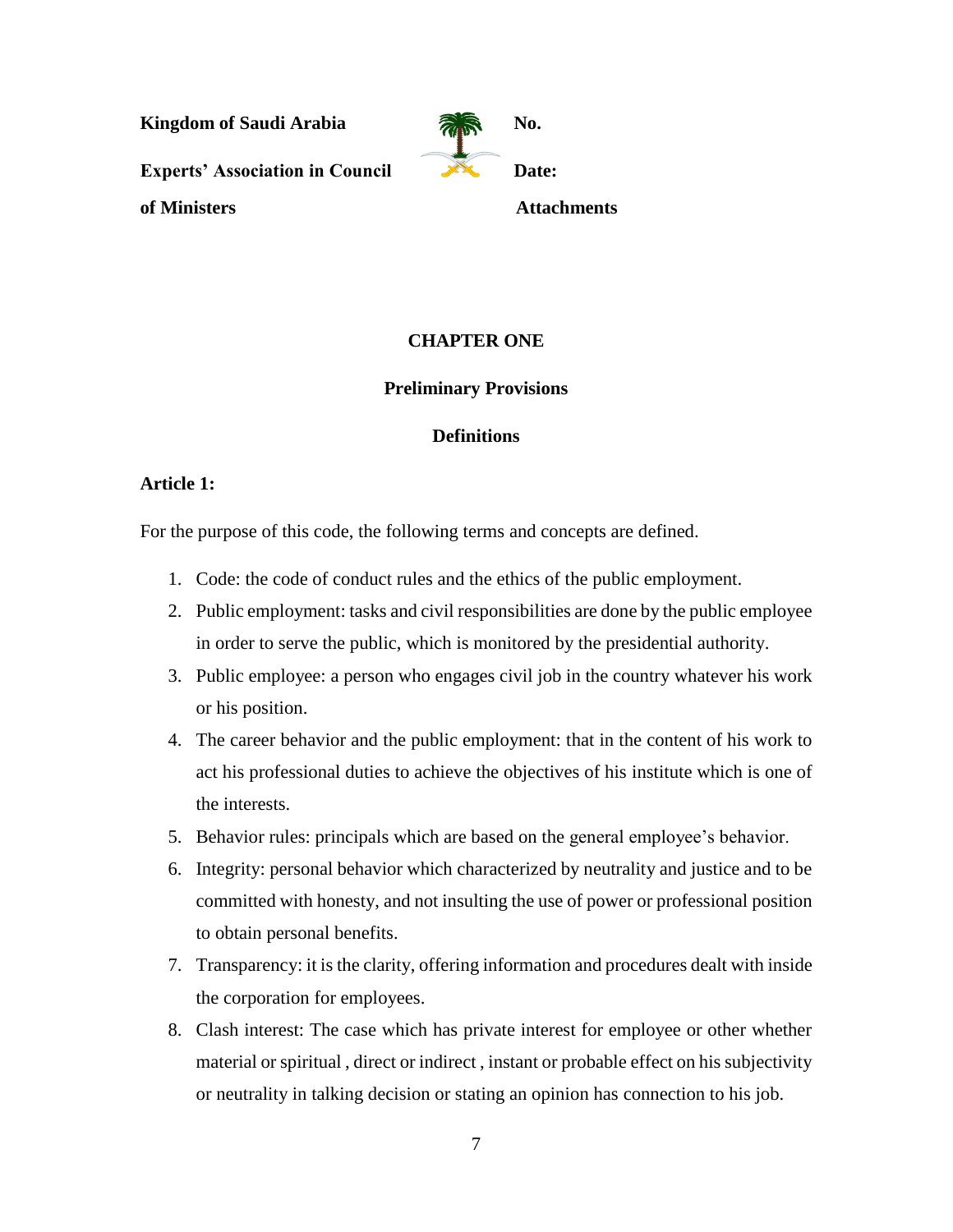**Kingdom of Saudi Arabia** **No.**

**Experts' Association in Council of Ministers** **Date:**

**Attachments**

## CHAPTER ONE

### Preliminary Provisions

### Definitions

**Article 1:**

For the purpose of this code, the following terms and concepts are defined.

1. Code: the code of conduct rules and the ethics of the public employment.
2. Public employment: tasks and civil responsibilities are done by the public employee in order to serve the public, which is monitored by the presidential authority.
3. Public employee: a person who engages civil job in the country whatever his work or his position.
4. The career behavior and the public employment: that in the content of his work to act his professional duties to achieve the objectives of his institute which is one of the interests.
5. Behavior rules: principals which are based on the general employee's behavior.
6. Integrity: personal behavior which characterized by neutrality and justice and to be committed with honesty, and not insulting the use of power or professional position to obtain personal benefits.
7. Transparency: it is the clarity, offering information and procedures dealt with inside the corporation for employees.
8. Clash interest: The case which has private interest for employee or other whether material or spiritual , direct or indirect , instant or probable effect on his subjectivity or neutrality in talking decision or stating an opinion has connection to his job.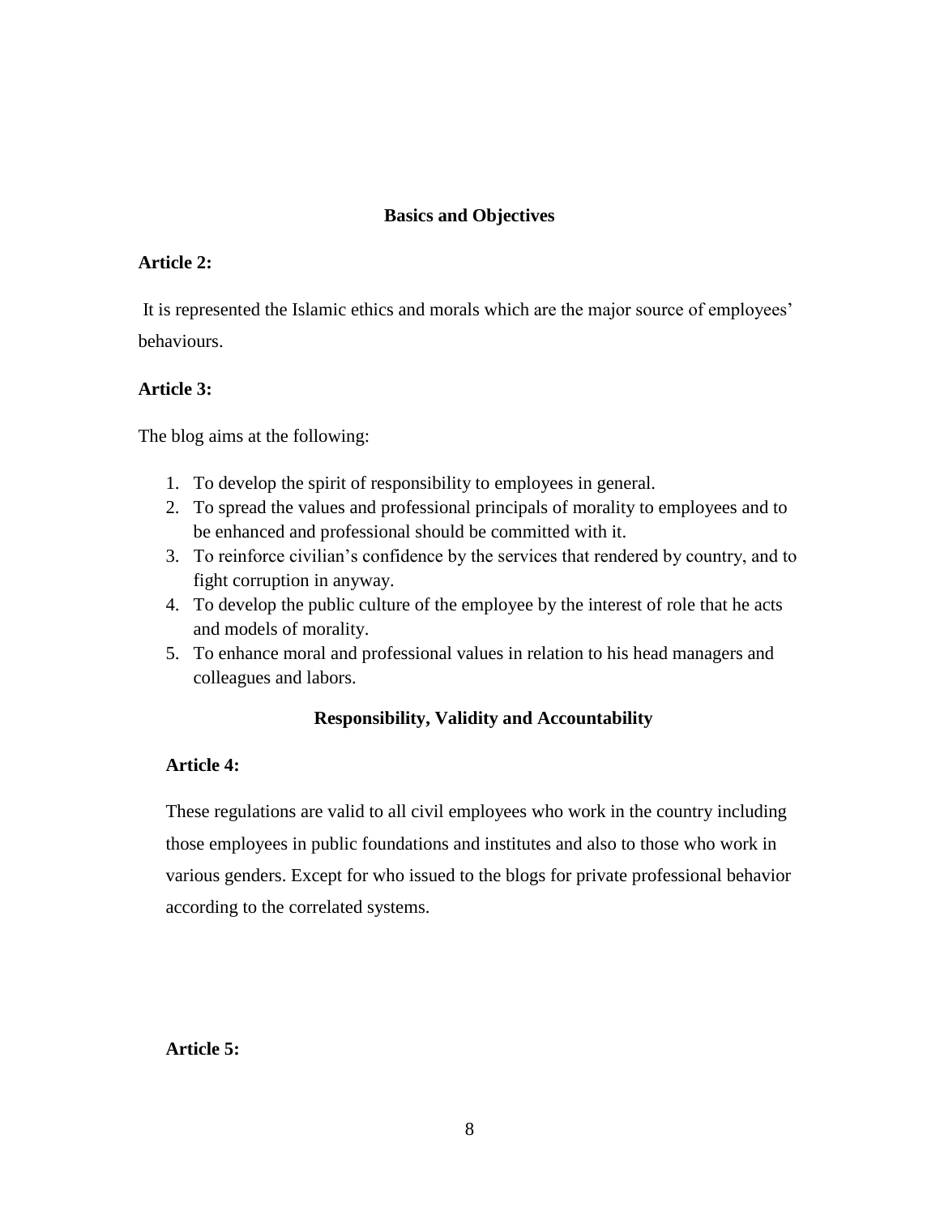## Basics and Objectives

**Article 2:**

It is represented the Islamic ethics and morals which are the major source of employees' behaviours.

**Article 3:**

The blog aims at the following:

1. To develop the spirit of responsibility to employees in general.
2. To spread the values and professional principals of morality to employees and to be enhanced and professional should be committed with it.
3. To reinforce civilian's confidence by the services that rendered by country, and to fight corruption in anyway.
4. To develop the public culture of the employee by the interest of role that he acts and models of morality.
5. To enhance moral and professional values in relation to his head managers and colleagues and labors.

## Responsibility, Validity and Accountability

**Article 4:**

These regulations are valid to all civil employees who work in the country including those employees in public foundations and institutes and also to those who work in various genders. Except for who issued to the blogs for private professional behavior according to the correlated systems.

**Article 5:**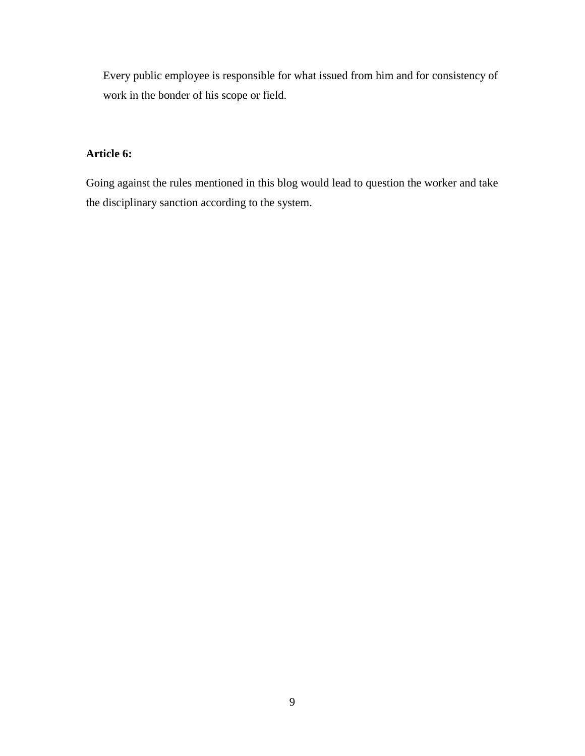Every public employee is responsible for what issued from him and for consistency of work in the bonder of his scope or field.

**Article 6:**

Going against the rules mentioned in this blog would lead to question the worker and take the disciplinary sanction according to the system.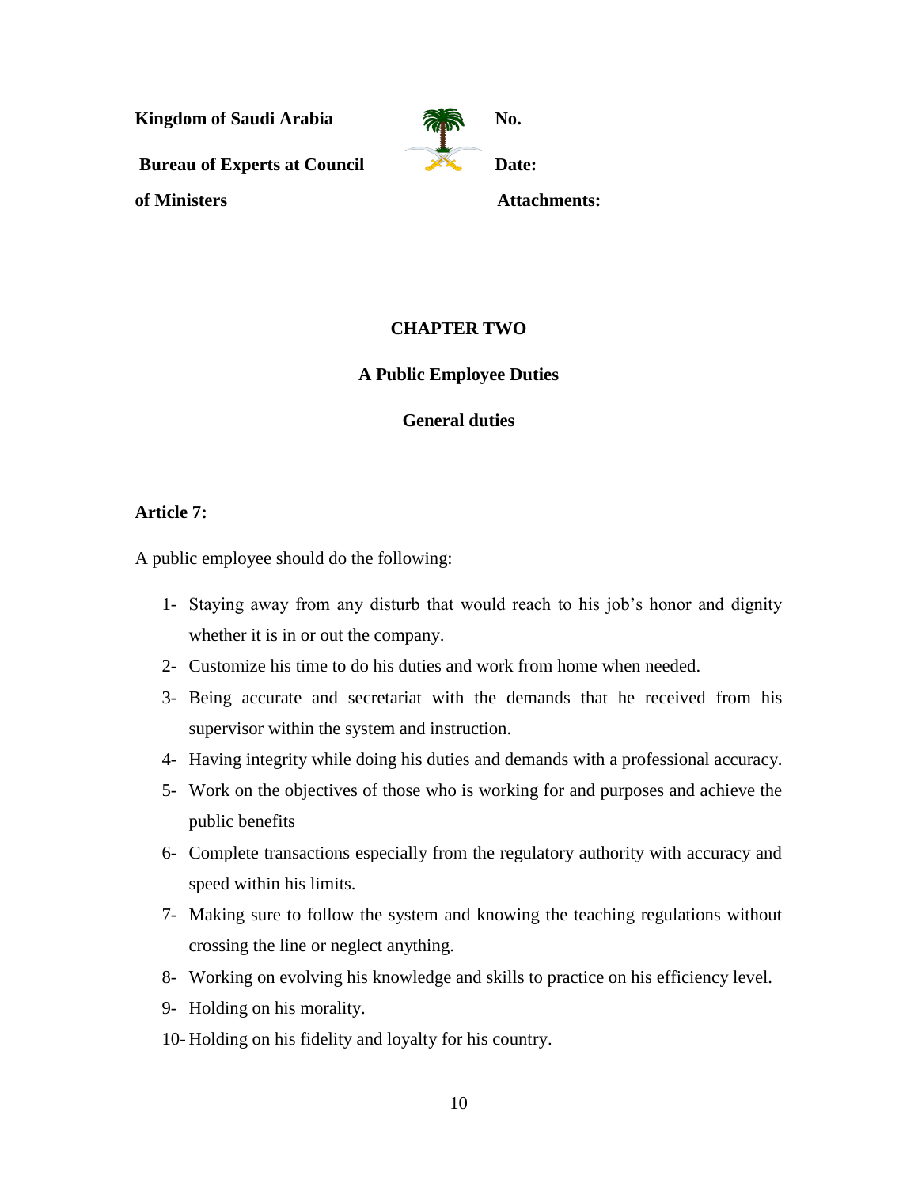**Kingdom of Saudi Arabia** **No.**

**Bureau of Experts at Council of Ministers** **Date:**

**Attachments:**

## CHAPTER TWO

## A Public Employee Duties

### General duties

**Article 7:**

A public employee should do the following:

1- Staying away from any disturb that would reach to his job's honor and dignity whether it is in or out the company.
2- Customize his time to do his duties and work from home when needed.
3- Being accurate and secretariat with the demands that he received from his supervisor within the system and instruction.
4- Having integrity while doing his duties and demands with a professional accuracy.
5- Work on the objectives of those who is working for and purposes and achieve the public benefits
6- Complete transactions especially from the regulatory authority with accuracy and speed within his limits.
7- Making sure to follow the system and knowing the teaching regulations without crossing the line or neglect anything.
8- Working on evolving his knowledge and skills to practice on his efficiency level.
9- Holding on his morality.
10- Holding on his fidelity and loyalty for his country.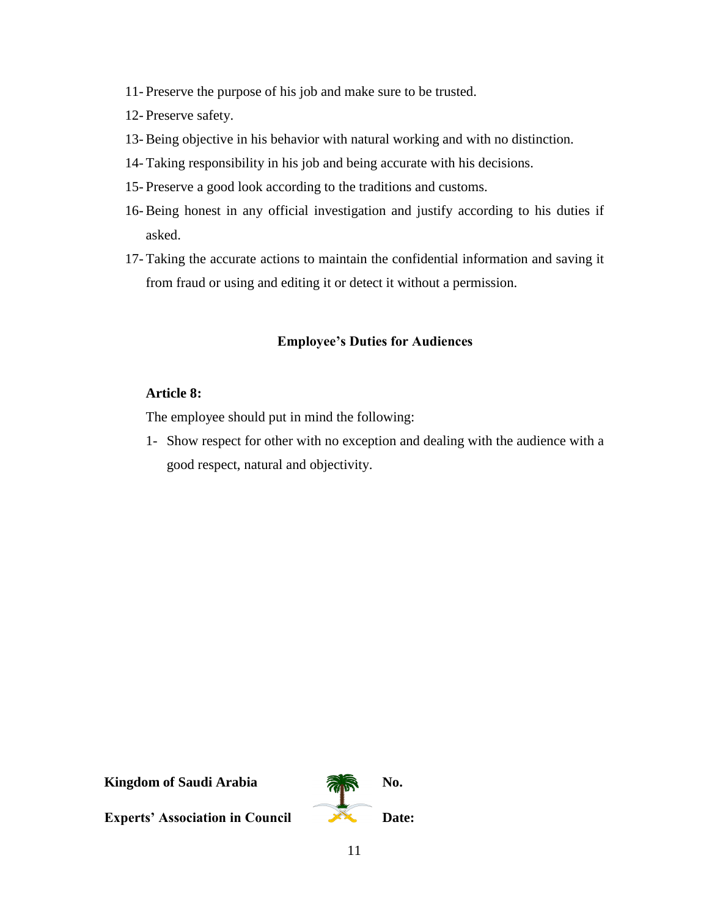11- Preserve the purpose of his job and make sure to be trusted.

12- Preserve safety.

13- Being objective in his behavior with natural working and with no distinction.

14- Taking responsibility in his job and being accurate with his decisions.

15- Preserve a good look according to the traditions and customs.

16- Being honest in any official investigation and justify according to his duties if asked.

17- Taking the accurate actions to maintain the confidential information and saving it from fraud or using and editing it or detect it without a permission.

## Employee's Duties for Audiences

**Article 8:**

The employee should put in mind the following:

1- Show respect for other with no exception and dealing with the audience with a good respect, natural and objectivity.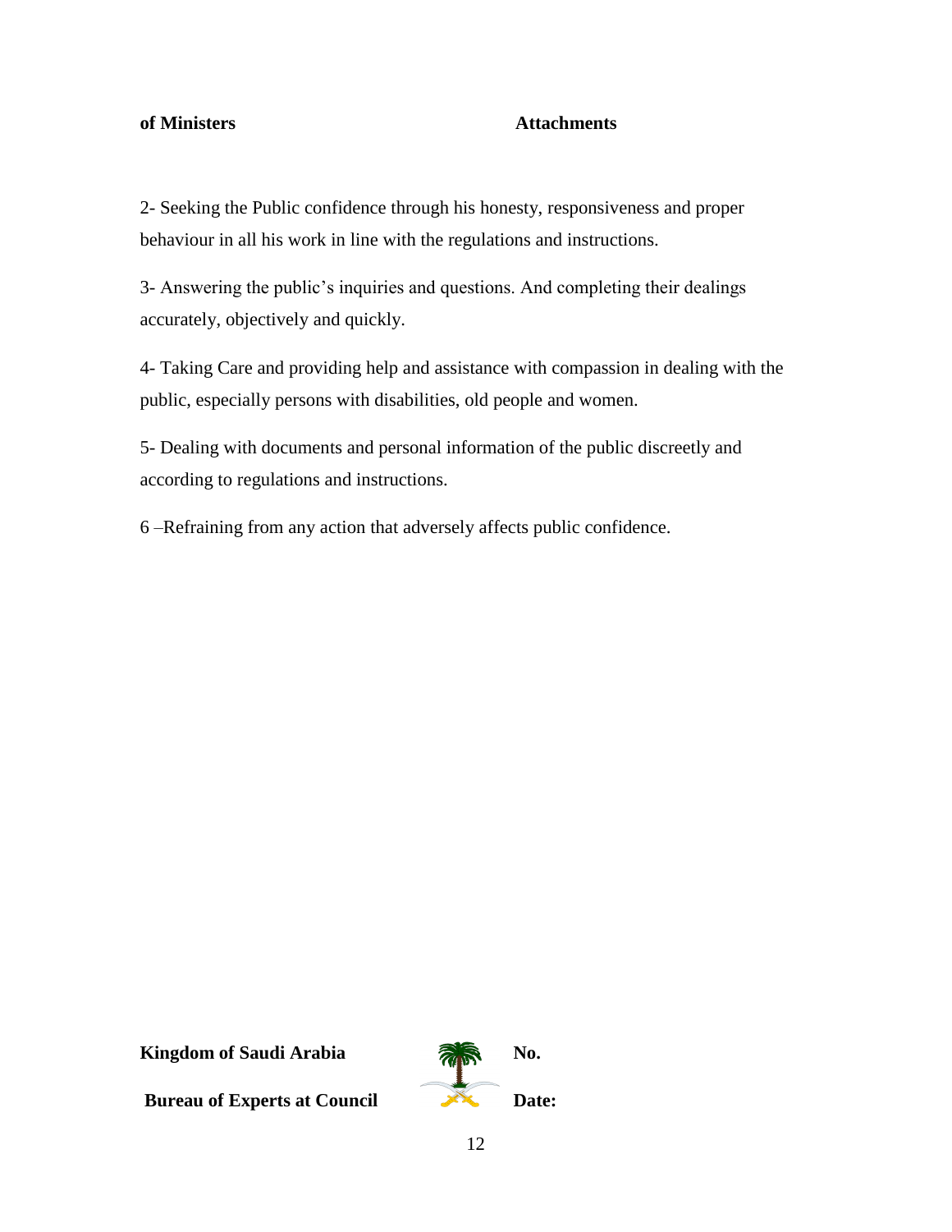2- Seeking the Public confidence through his honesty, responsiveness and proper behaviour in all his work in line with the regulations and instructions.

3- Answering the public's inquiries and questions. And completing their dealings accurately, objectively and quickly.

4- Taking Care and providing help and assistance with compassion in dealing with the public, especially persons with disabilities, old people and women.

5- Dealing with documents and personal information of the public discreetly and according to regulations and instructions.

6 –Refraining from any action that adversely affects public confidence.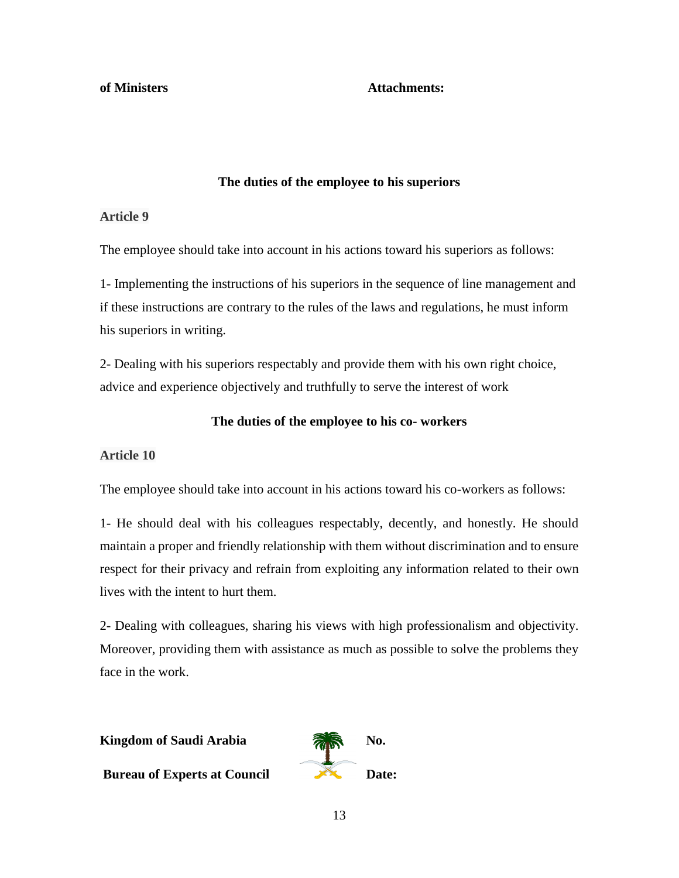### The duties of the employee to his superiors

**Article 9**

The employee should take into account in his actions toward his superiors as follows:

1- Implementing the instructions of his superiors in the sequence of line management and if these instructions are contrary to the rules of the laws and regulations, he must inform his superiors in writing.

2- Dealing with his superiors respectably and provide them with his own right choice, advice and experience objectively and truthfully to serve the interest of work

### The duties of the employee to his co- workers

**Article 10**

The employee should take into account in his actions toward his co-workers as follows:

1- He should deal with his colleagues respectably, decently, and honestly. He should maintain a proper and friendly relationship with them without discrimination and to ensure respect for their privacy and refrain from exploiting any information related to their own lives with the intent to hurt them.

2- Dealing with colleagues, sharing his views with high professionalism and objectivity. Moreover, providing them with assistance as much as possible to solve the problems they face in the work.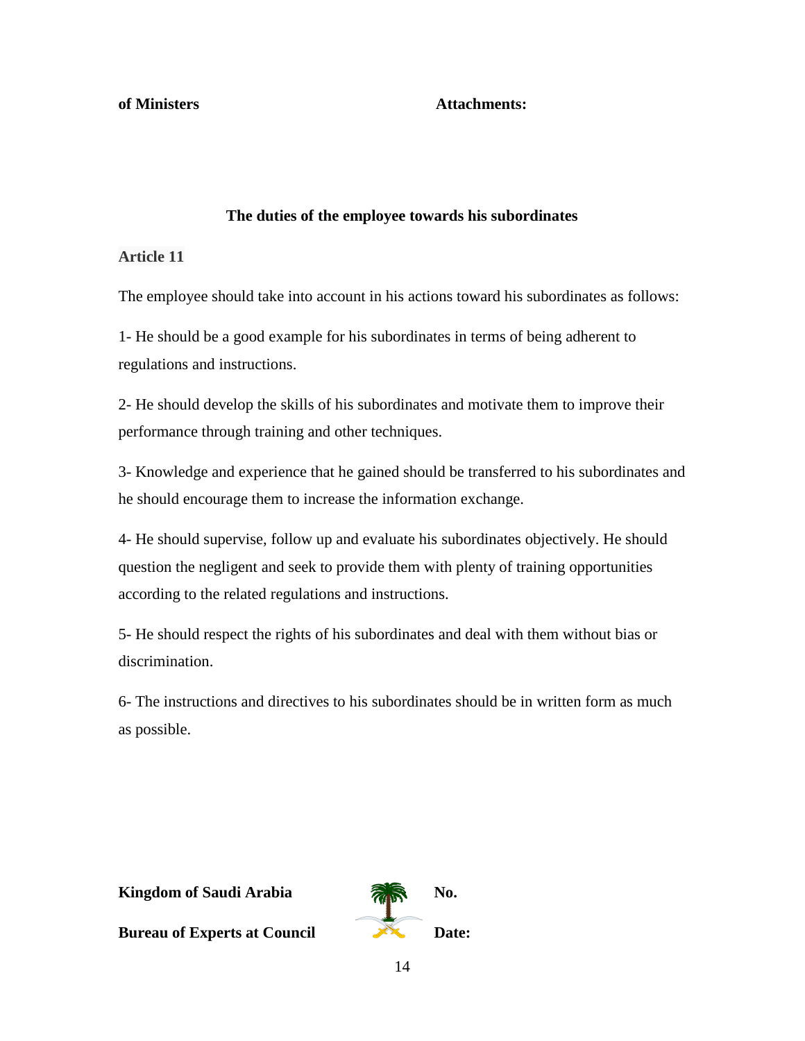## The duties of the employee towards his subordinates

### Article 11

The employee should take into account in his actions toward his subordinates as follows:

1- He should be a good example for his subordinates in terms of being adherent to regulations and instructions.

2- He should develop the skills of his subordinates and motivate them to improve their performance through training and other techniques.

3- Knowledge and experience that he gained should be transferred to his subordinates and he should encourage them to increase the information exchange.

4- He should supervise, follow up and evaluate his subordinates objectively. He should question the negligent and seek to provide them with plenty of training opportunities according to the related regulations and instructions.

5- He should respect the rights of his subordinates and deal with them without bias or discrimination.

6- The instructions and directives to his subordinates should be in written form as much as possible.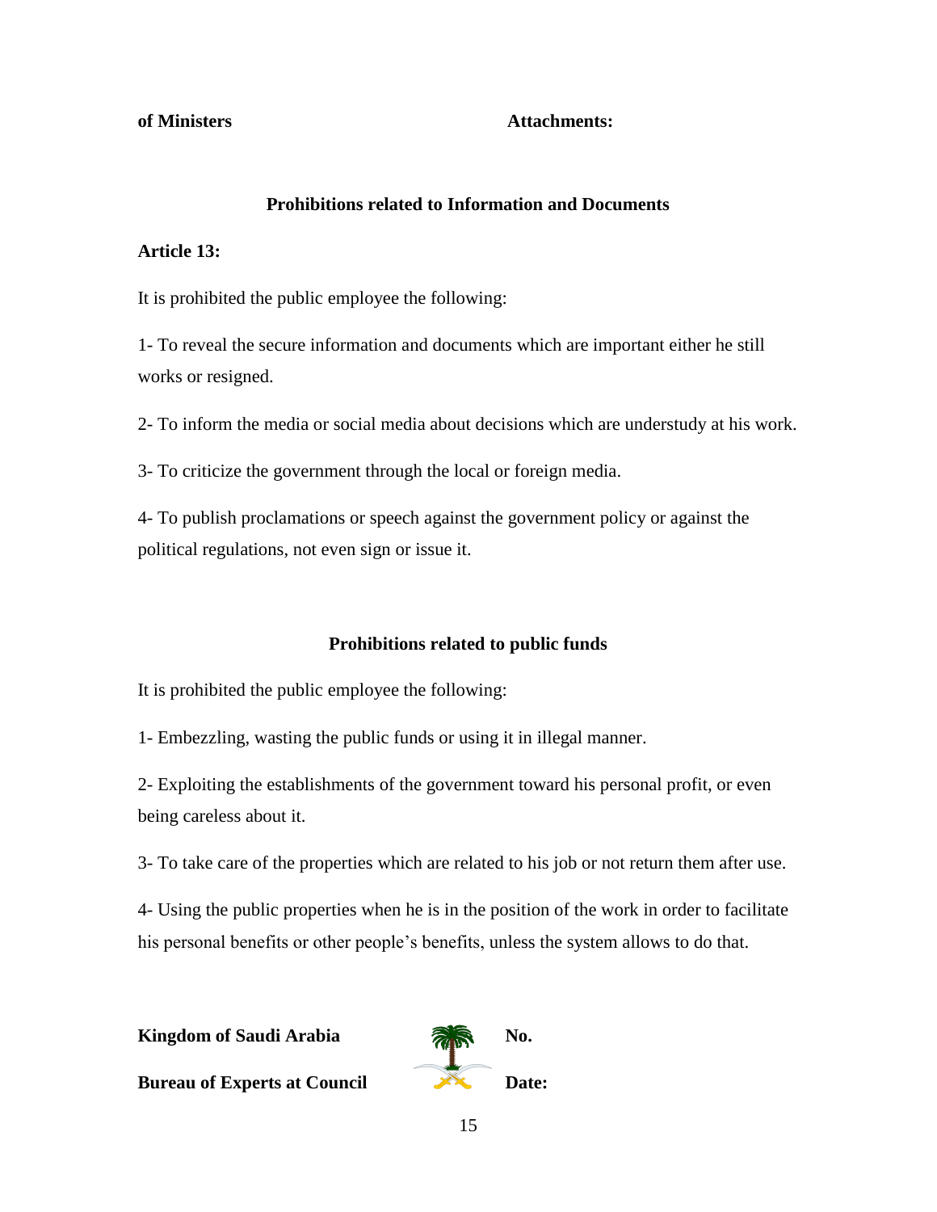## Prohibitions related to Information and Documents

**Article 13:**

It is prohibited the public employee the following:

1- To reveal the secure information and documents which are important either he still works or resigned.

2- To inform the media or social media about decisions which are understudy at his work.

3- To criticize the government through the local or foreign media.

4- To publish proclamations or speech against the government policy or against the political regulations, not even sign or issue it.

## Prohibitions related to public funds

It is prohibited the public employee the following:

1- Embezzling, wasting the public funds or using it in illegal manner.

2- Exploiting the establishments of the government toward his personal profit, or even being careless about it.

3- To take care of the properties which are related to his job or not return them after use.

4- Using the public properties when he is in the position of the work in order to facilitate his personal benefits or other people's benefits, unless the system allows to do that.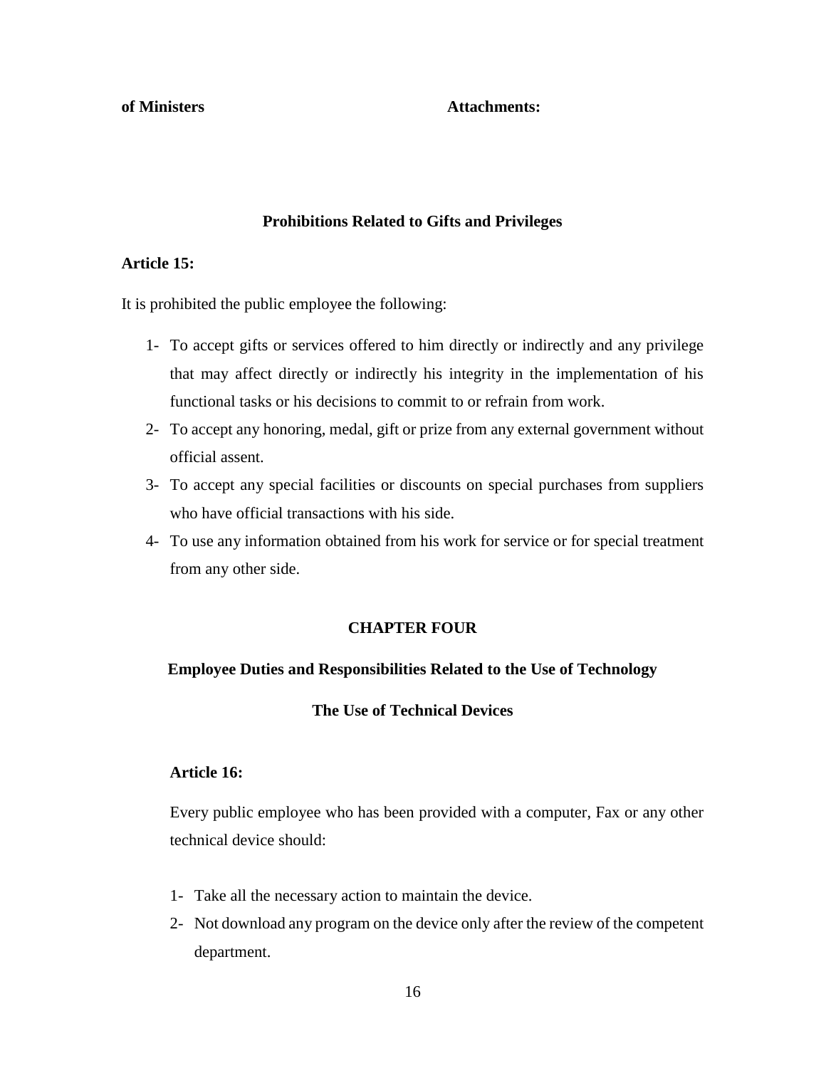**of Ministers** **Attachments:**

### Prohibitions Related to Gifts and Privileges

**Article 15:**

It is prohibited the public employee the following:

1- To accept gifts or services offered to him directly or indirectly and any privilege that may affect directly or indirectly his integrity in the implementation of his functional tasks or his decisions to commit to or refrain from work.
2- To accept any honoring, medal, gift or prize from any external government without official assent.
3- To accept any special facilities or discounts on special purchases from suppliers who have official transactions with his side.
4- To use any information obtained from his work for service or for special treatment from any other side.

## CHAPTER FOUR

### Employee Duties and Responsibilities Related to the Use of Technology

### The Use of Technical Devices

**Article 16:**

Every public employee who has been provided with a computer, Fax or any other technical device should:

1- Take all the necessary action to maintain the device.
2- Not download any program on the device only after the review of the competent department.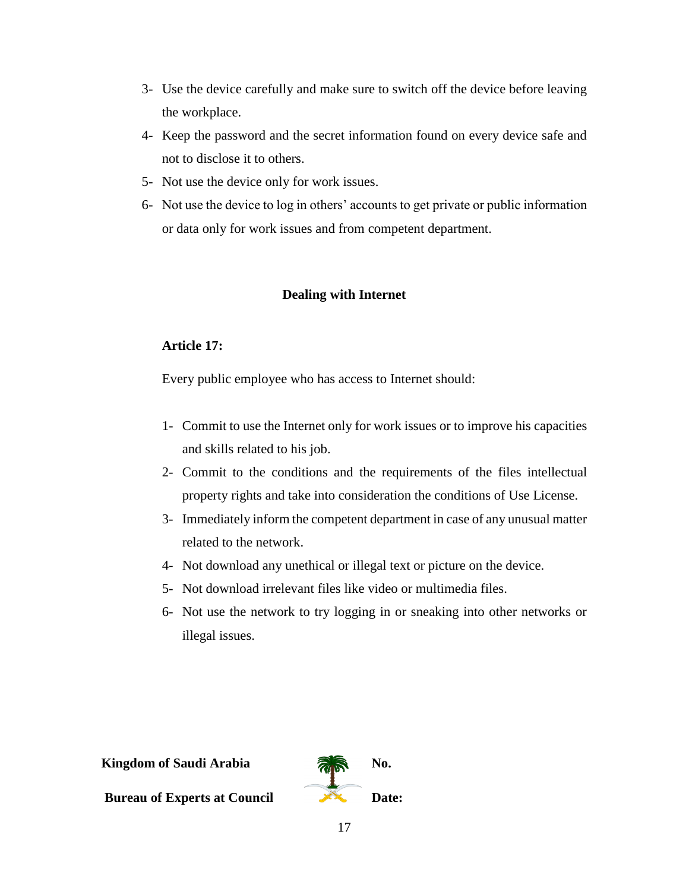3- Use the device carefully and make sure to switch off the device before leaving the workplace.
4- Keep the password and the secret information found on every device safe and not to disclose it to others.
5- Not use the device only for work issues.
6- Not use the device to log in others' accounts to get private or public information or data only for work issues and from competent department.

### Dealing with Internet

**Article 17:**

Every public employee who has access to Internet should:

1- Commit to use the Internet only for work issues or to improve his capacities and skills related to his job.
2- Commit to the conditions and the requirements of the files intellectual property rights and take into consideration the conditions of Use License.
3- Immediately inform the competent department in case of any unusual matter related to the network.
4- Not download any unethical or illegal text or picture on the device.
5- Not download irrelevant files like video or multimedia files.
6- Not use the network to try logging in or sneaking into other networks or illegal issues.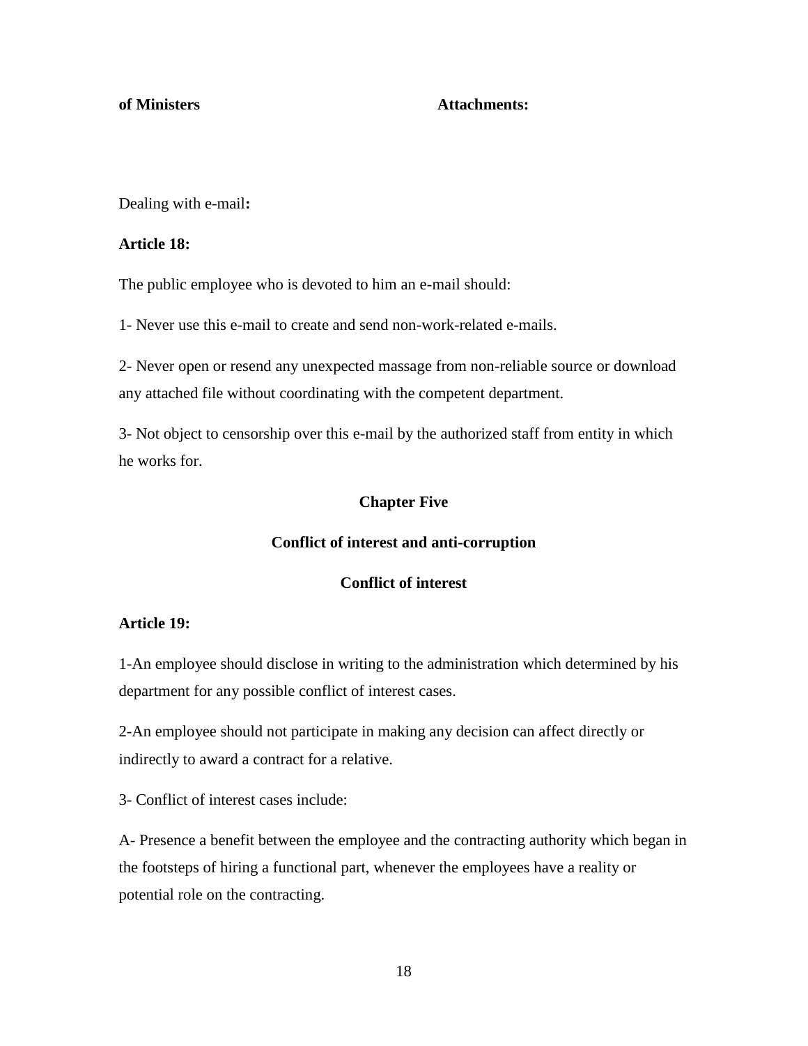**of Ministers** **Attachments:**

Dealing with e-mail**:**

**Article 18:**

The public employee who is devoted to him an e-mail should:

1- Never use this e-mail to create and send non-work-related e-mails.

2- Never open or resend any unexpected massage from non-reliable source or download any attached file without coordinating with the competent department.

3- Not object to censorship over this e-mail by the authorized staff from entity in which he works for.

## Chapter Five

## Conflict of interest and anti-corruption

### Conflict of interest

**Article 19:**

1-An employee should disclose in writing to the administration which determined by his department for any possible conflict of interest cases.

2-An employee should not participate in making any decision can affect directly or indirectly to award a contract for a relative.

3- Conflict of interest cases include:

A- Presence a benefit between the employee and the contracting authority which began in the footsteps of hiring a functional part, whenever the employees have a reality or potential role on the contracting.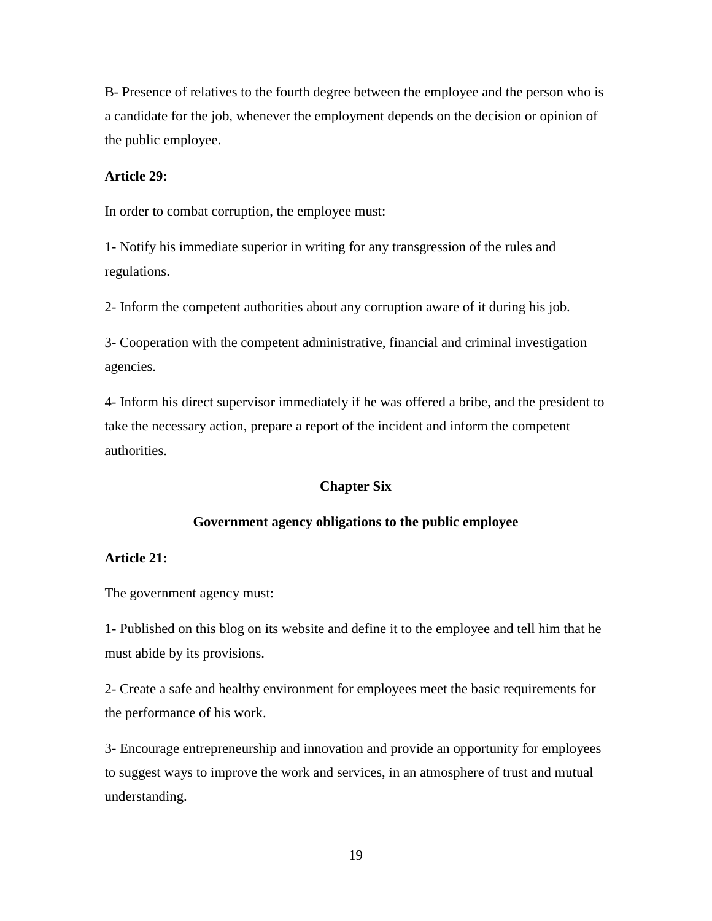B- Presence of relatives to the fourth degree between the employee and the person who is a candidate for the job, whenever the employment depends on the decision or opinion of the public employee.

**Article 29:**

In order to combat corruption, the employee must:

1- Notify his immediate superior in writing for any transgression of the rules and regulations.

2- Inform the competent authorities about any corruption aware of it during his job.

3- Cooperation with the competent administrative, financial and criminal investigation agencies.

4- Inform his direct supervisor immediately if he was offered a bribe, and the president to take the necessary action, prepare a report of the incident and inform the competent authorities.

## Chapter Six

## Government agency obligations to the public employee

**Article 21:**

The government agency must:

1- Published on this blog on its website and define it to the employee and tell him that he must abide by its provisions.

2- Create a safe and healthy environment for employees meet the basic requirements for the performance of his work.

3- Encourage entrepreneurship and innovation and provide an opportunity for employees to suggest ways to improve the work and services, in an atmosphere of trust and mutual understanding.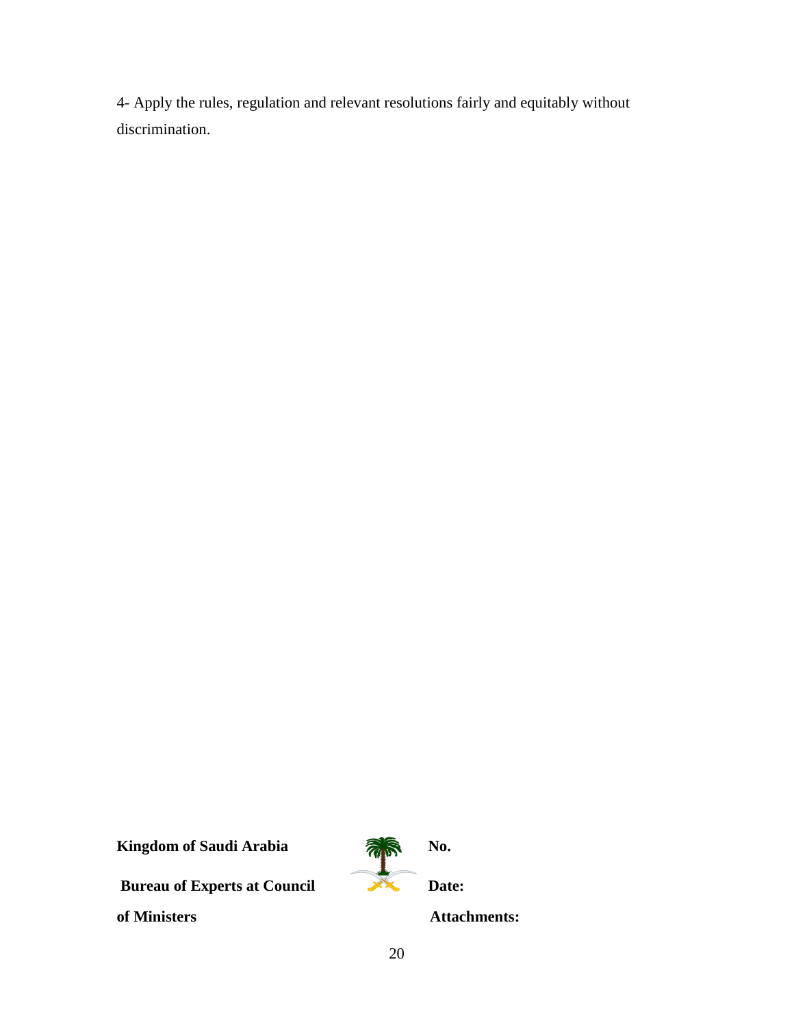4- Apply the rules, regulation and relevant resolutions fairly and equitably without discrimination.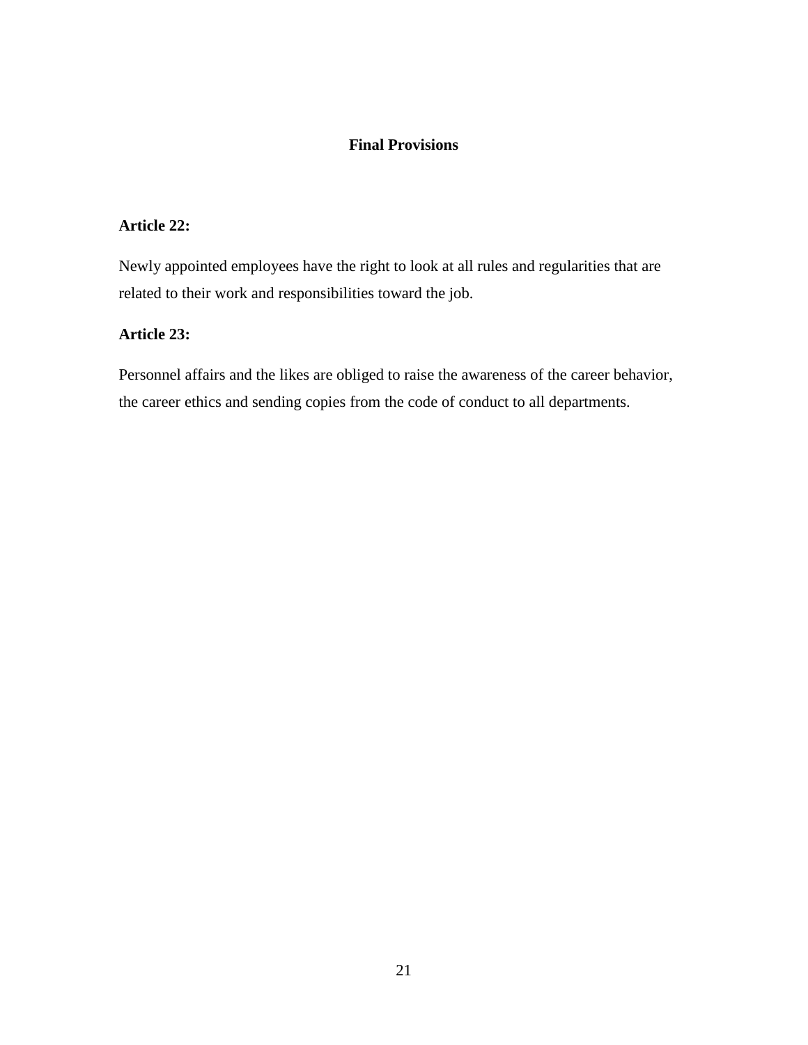## Final Provisions

**Article 22:**

Newly appointed employees have the right to look at all rules and regularities that are related to their work and responsibilities toward the job.

**Article 23:**

Personnel affairs and the likes are obliged to raise the awareness of the career behavior, the career ethics and sending copies from the code of conduct to all departments.